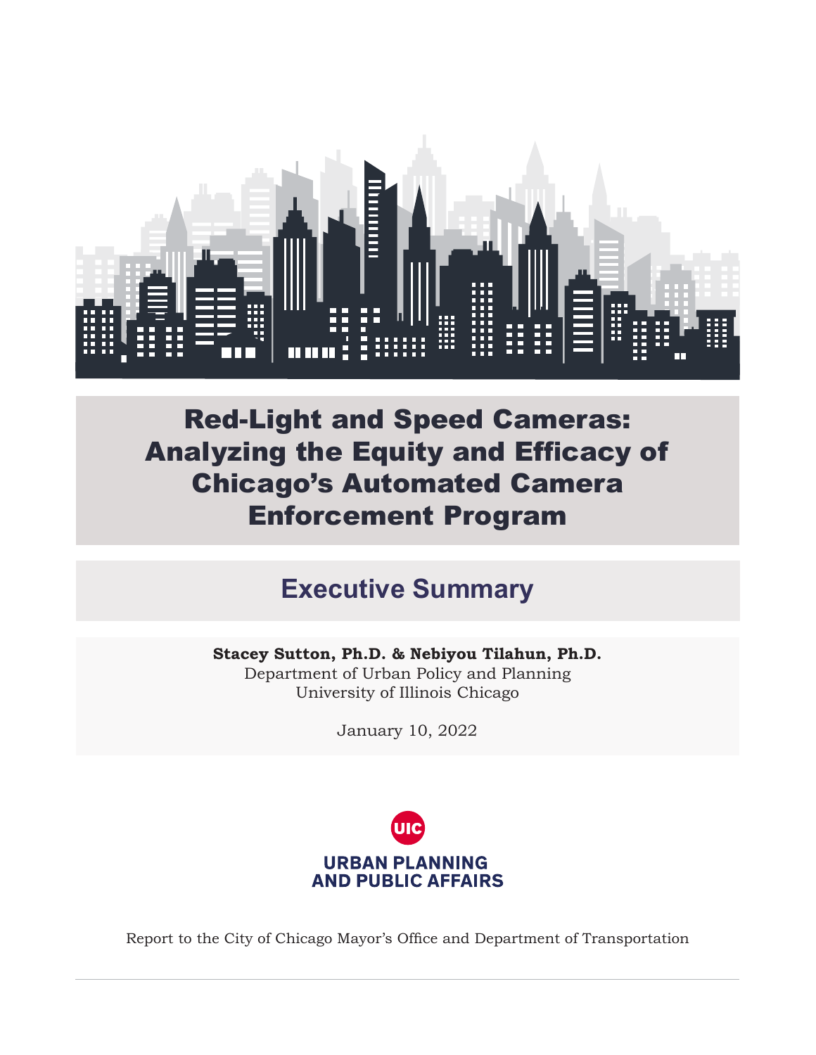# Red-Light and Speed Cameras: Analyzing the Equity and Efficacy of Chicago's Automated Camera Enforcement Program

## Executive Summary

**Stacey Sutton, Ph.D. & Nebiyou Tilahun, Ph.D.**
Department of Urban Policy and Planning
University of Illinois Chicago

January 10, 2022

UIC
URBAN PLANNING AND PUBLIC AFFAIRS

Report to the City of Chicago Mayor's Office and Department of Transportation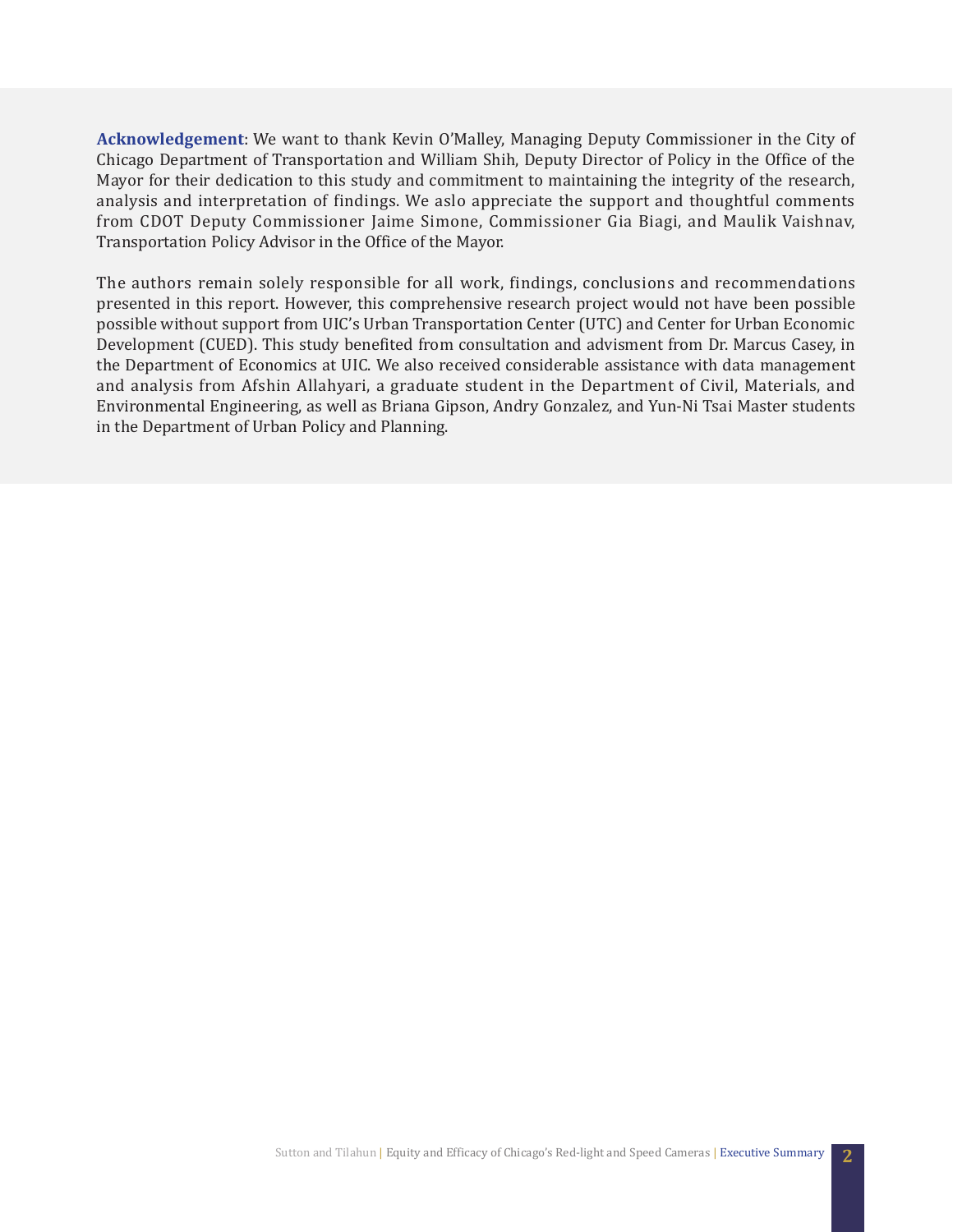**Acknowledgement**: We want to thank Kevin O'Malley, Managing Deputy Commissioner in the City of Chicago Department of Transportation and William Shih, Deputy Director of Policy in the Office of the Mayor for their dedication to this study and commitment to maintaining the integrity of the research, analysis and interpretation of findings. We aslo appreciate the support and thoughtful comments from CDOT Deputy Commissioner Jaime Simone, Commissioner Gia Biagi, and Maulik Vaishnav, Transportation Policy Advisor in the Office of the Mayor.

The authors remain solely responsible for all work, findings, conclusions and recommendations presented in this report. However, this comprehensive research project would not have been possible possible without support from UIC's Urban Transportation Center (UTC) and Center for Urban Economic Development (CUED). This study benefited from consultation and advisment from Dr. Marcus Casey, in the Department of Economics at UIC. We also received considerable assistance with data management and analysis from Afshin Allahyari, a graduate student in the Department of Civil, Materials, and Environmental Engineering, as well as Briana Gipson, Andry Gonzalez, and Yun-Ni Tsai Master students in the Department of Urban Policy and Planning.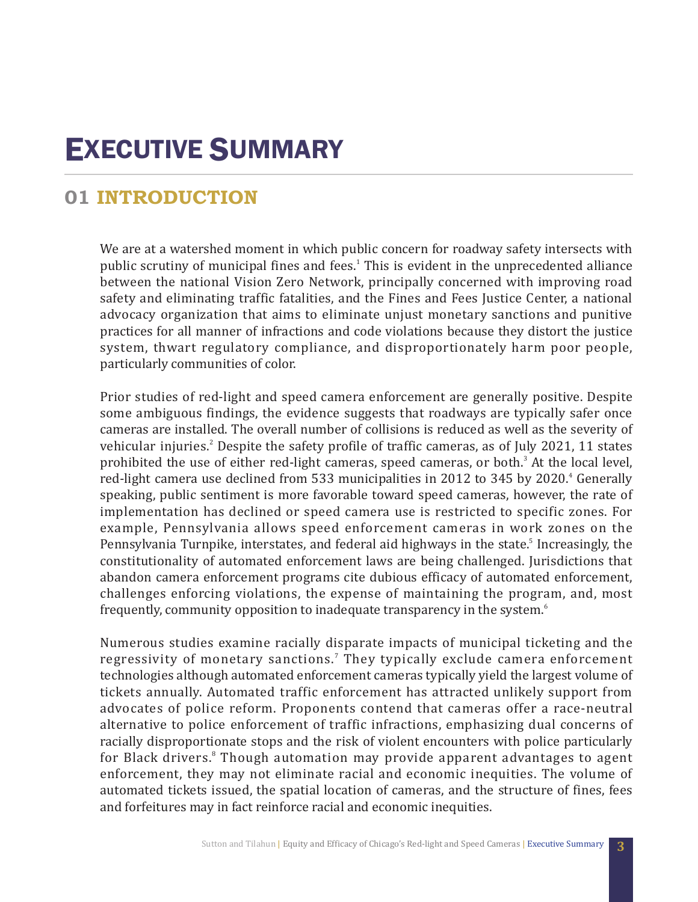# Executive Summary

## 01 INTRODUCTION

We are at a watershed moment in which public concern for roadway safety intersects with public scrutiny of municipal fines and fees.[1] This is evident in the unprecedented alliance between the national Vision Zero Network, principally concerned with improving road safety and eliminating traffic fatalities, and the Fines and Fees Justice Center, a national advocacy organization that aims to eliminate unjust monetary sanctions and punitive practices for all manner of infractions and code violations because they distort the justice system, thwart regulatory compliance, and disproportionately harm poor people, particularly communities of color.

Prior studies of red-light and speed camera enforcement are generally positive. Despite some ambiguous findings, the evidence suggests that roadways are typically safer once cameras are installed. The overall number of collisions is reduced as well as the severity of vehicular injuries.[2] Despite the safety profile of traffic cameras, as of July 2021, 11 states prohibited the use of either red-light cameras, speed cameras, or both.[3] At the local level, red-light camera use declined from 533 municipalities in 2012 to 345 by 2020.[4] Generally speaking, public sentiment is more favorable toward speed cameras, however, the rate of implementation has declined or speed camera use is restricted to specific zones. For example, Pennsylvania allows speed enforcement cameras in work zones on the Pennsylvania Turnpike, interstates, and federal aid highways in the state.[5] Increasingly, the constitutionality of automated enforcement laws are being challenged. Jurisdictions that abandon camera enforcement programs cite dubious efficacy of automated enforcement, challenges enforcing violations, the expense of maintaining the program, and, most frequently, community opposition to inadequate transparency in the system.[6]

Numerous studies examine racially disparate impacts of municipal ticketing and the regressivity of monetary sanctions.[7] They typically exclude camera enforcement technologies although automated enforcement cameras typically yield the largest volume of tickets annually. Automated traffic enforcement has attracted unlikely support from advocates of police reform. Proponents contend that cameras offer a race-neutral alternative to police enforcement of traffic infractions, emphasizing dual concerns of racially disproportionate stops and the risk of violent encounters with police particularly for Black drivers.[8] Though automation may provide apparent advantages to agent enforcement, they may not eliminate racial and economic inequities. The volume of automated tickets issued, the spatial location of cameras, and the structure of fines, fees and forfeitures may in fact reinforce racial and economic inequities.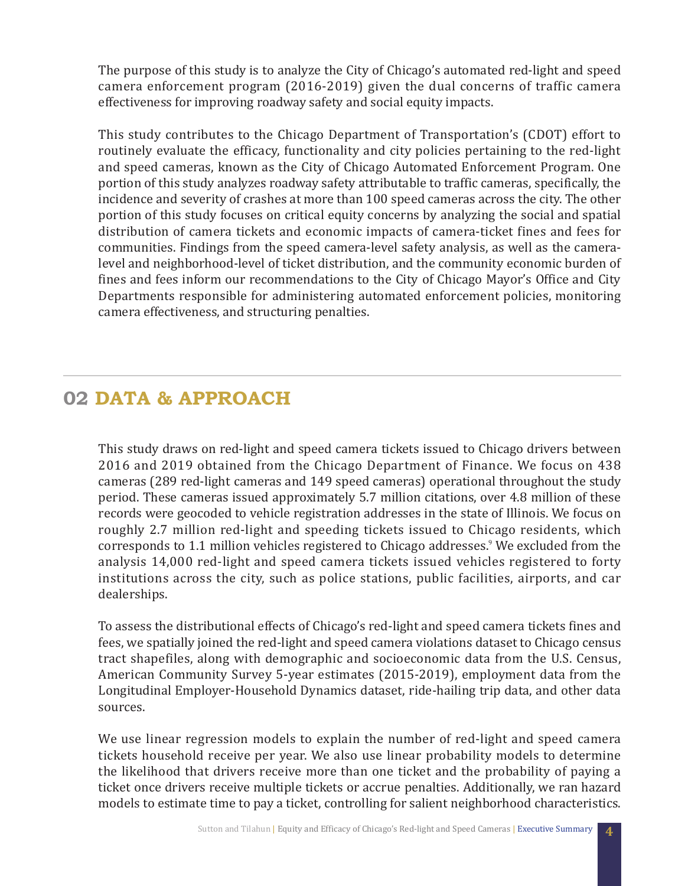The purpose of this study is to analyze the City of Chicago's automated red-light and speed camera enforcement program (2016-2019) given the dual concerns of traffic camera effectiveness for improving roadway safety and social equity impacts.

This study contributes to the Chicago Department of Transportation's (CDOT) effort to routinely evaluate the efficacy, functionality and city policies pertaining to the red-light and speed cameras, known as the City of Chicago Automated Enforcement Program. One portion of this study analyzes roadway safety attributable to traffic cameras, specifically, the incidence and severity of crashes at more than 100 speed cameras across the city. The other portion of this study focuses on critical equity concerns by analyzing the social and spatial distribution of camera tickets and economic impacts of camera-ticket fines and fees for communities. Findings from the speed camera-level safety analysis, as well as the camera-level and neighborhood-level of ticket distribution, and the community economic burden of fines and fees inform our recommendations to the City of Chicago Mayor's Office and City Departments responsible for administering automated enforcement policies, monitoring camera effectiveness, and structuring penalties.

## 02 DATA & APPROACH

This study draws on red-light and speed camera tickets issued to Chicago drivers between 2016 and 2019 obtained from the Chicago Department of Finance. We focus on 438 cameras (289 red-light cameras and 149 speed cameras) operational throughout the study period. These cameras issued approximately 5.7 million citations, over 4.8 million of these records were geocoded to vehicle registration addresses in the state of Illinois. We focus on roughly 2.7 million red-light and speeding tickets issued to Chicago residents, which corresponds to 1.1 million vehicles registered to Chicago addresses.[9] We excluded from the analysis 14,000 red-light and speed camera tickets issued vehicles registered to forty institutions across the city, such as police stations, public facilities, airports, and car dealerships.

To assess the distributional effects of Chicago's red-light and speed camera tickets fines and fees, we spatially joined the red-light and speed camera violations dataset to Chicago census tract shapefiles, along with demographic and socioeconomic data from the U.S. Census, American Community Survey 5-year estimates (2015-2019), employment data from the Longitudinal Employer-Household Dynamics dataset, ride-hailing trip data, and other data sources.

We use linear regression models to explain the number of red-light and speed camera tickets household receive per year. We also use linear probability models to determine the likelihood that drivers receive more than one ticket and the probability of paying a ticket once drivers receive multiple tickets or accrue penalties. Additionally, we ran hazard models to estimate time to pay a ticket, controlling for salient neighborhood characteristics.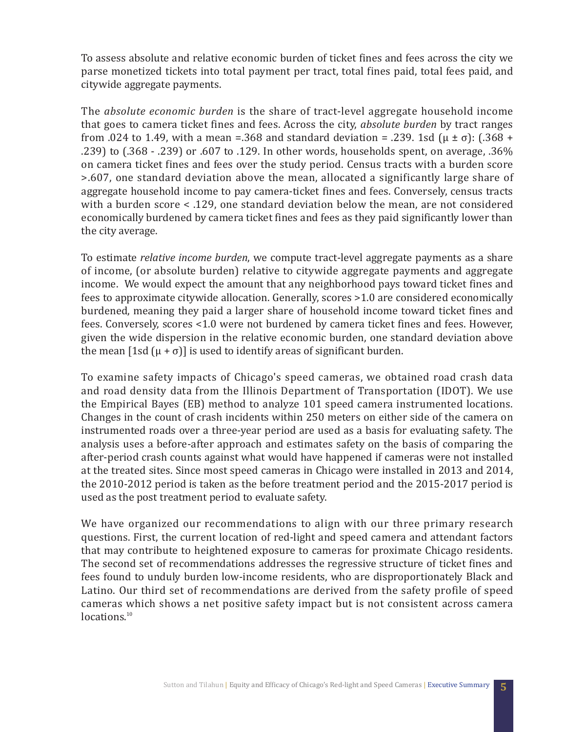To assess absolute and relative economic burden of ticket fines and fees across the city we parse monetized tickets into total payment per tract, total fines paid, total fees paid, and citywide aggregate payments.

The *absolute economic burden* is the share of tract-level aggregate household income that goes to camera ticket fines and fees. Across the city, *absolute burden* by tract ranges from .024 to 1.49, with a mean =.368 and standard deviation = .239. 1sd ($\mu \pm \sigma$): (.368 + .239) to (.368 - .239) or .607 to .129. In other words, households spent, on average, .36% on camera ticket fines and fees over the study period. Census tracts with a burden score >.607, one standard deviation above the mean, allocated a significantly large share of aggregate household income to pay camera-ticket fines and fees. Conversely, census tracts with a burden score < .129, one standard deviation below the mean, are not considered economically burdened by camera ticket fines and fees as they paid significantly lower than the city average.

To estimate *relative income burden*, we compute tract-level aggregate payments as a share of income, (or absolute burden) relative to citywide aggregate payments and aggregate income. We would expect the amount that any neighborhood pays toward ticket fines and fees to approximate citywide allocation. Generally, scores >1.0 are considered economically burdened, meaning they paid a larger share of household income toward ticket fines and fees. Conversely, scores <1.0 were not burdened by camera ticket fines and fees. However, given the wide dispersion in the relative economic burden, one standard deviation above the mean [1sd ($\mu + \sigma$)] is used to identify areas of significant burden.

To examine safety impacts of Chicago's speed cameras, we obtained road crash data and road density data from the Illinois Department of Transportation (IDOT). We use the Empirical Bayes (EB) method to analyze 101 speed camera instrumented locations. Changes in the count of crash incidents within 250 meters on either side of the camera on instrumented roads over a three-year period are used as a basis for evaluating safety. The analysis uses a before-after approach and estimates safety on the basis of comparing the after-period crash counts against what would have happened if cameras were not installed at the treated sites. Since most speed cameras in Chicago were installed in 2013 and 2014, the 2010-2012 period is taken as the before treatment period and the 2015-2017 period is used as the post treatment period to evaluate safety.

We have organized our recommendations to align with our three primary research questions. First, the current location of red-light and speed camera and attendant factors that may contribute to heightened exposure to cameras for proximate Chicago residents. The second set of recommendations addresses the regressive structure of ticket fines and fees found to unduly burden low-income residents, who are disproportionately Black and Latino. Our third set of recommendations are derived from the safety profile of speed cameras which shows a net positive safety impact but is not consistent across camera locations.[10]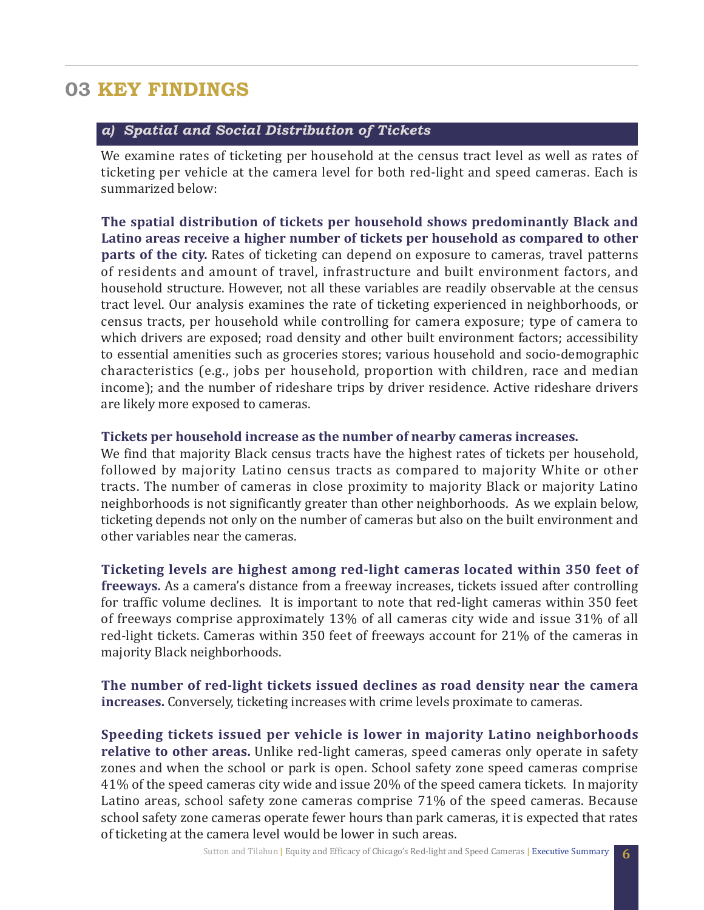# 03 KEY FINDINGS

## *a) Spatial and Social Distribution of Tickets*

We examine rates of ticketing per household at the census tract level as well as rates of ticketing per vehicle at the camera level for both red-light and speed cameras. Each is summarized below:

**The spatial distribution of tickets per household shows predominantly Black and Latino areas receive a higher number of tickets per household as compared to other parts of the city.** Rates of ticketing can depend on exposure to cameras, travel patterns of residents and amount of travel, infrastructure and built environment factors, and household structure. However, not all these variables are readily observable at the census tract level. Our analysis examines the rate of ticketing experienced in neighborhoods, or census tracts, per household while controlling for camera exposure; type of camera to which drivers are exposed; road density and other built environment factors; accessibility to essential amenities such as groceries stores; various household and socio-demographic characteristics (e.g., jobs per household, proportion with children, race and median income); and the number of rideshare trips by driver residence. Active rideshare drivers are likely more exposed to cameras.

**Tickets per household increase as the number of nearby cameras increases.**
We find that majority Black census tracts have the highest rates of tickets per household, followed by majority Latino census tracts as compared to majority White or other tracts. The number of cameras in close proximity to majority Black or majority Latino neighborhoods is not significantly greater than other neighborhoods. As we explain below, ticketing depends not only on the number of cameras but also on the built environment and other variables near the cameras.

**Ticketing levels are highest among red-light cameras located within 350 feet of freeways.** As a camera's distance from a freeway increases, tickets issued after controlling for traffic volume declines. It is important to note that red-light cameras within 350 feet of freeways comprise approximately 13% of all cameras city wide and issue 31% of all red-light tickets. Cameras within 350 feet of freeways account for 21% of the cameras in majority Black neighborhoods.

**The number of red-light tickets issued declines as road density near the camera increases.** Conversely, ticketing increases with crime levels proximate to cameras.

**Speeding tickets issued per vehicle is lower in majority Latino neighborhoods relative to other areas.** Unlike red-light cameras, speed cameras only operate in safety zones and when the school or park is open. School safety zone speed cameras comprise 41% of the speed cameras city wide and issue 20% of the speed camera tickets. In majority Latino areas, school safety zone cameras comprise 71% of the speed cameras. Because school safety zone cameras operate fewer hours than park cameras, it is expected that rates of ticketing at the camera level would be lower in such areas.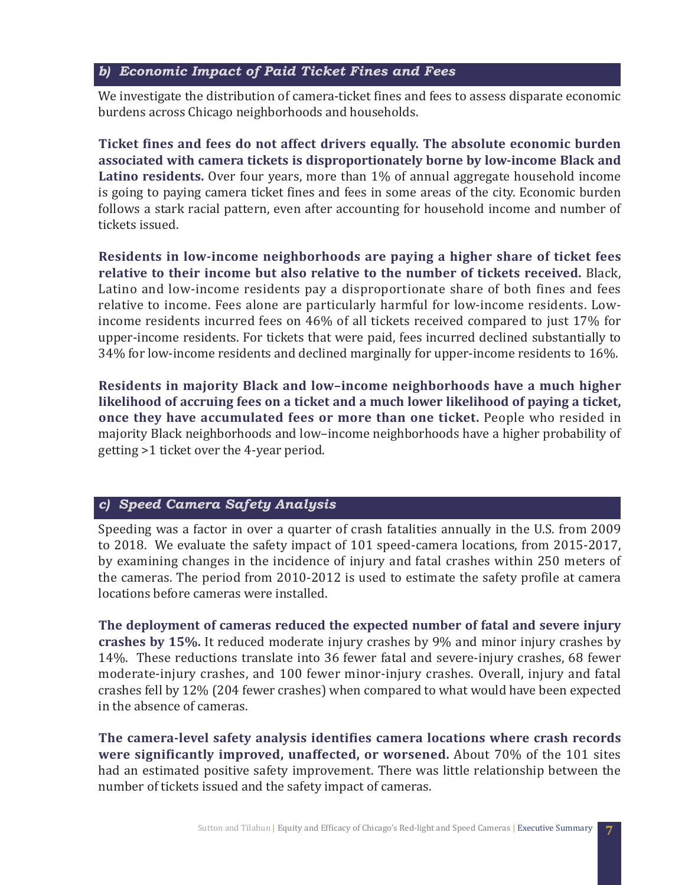### *b) Economic Impact of Paid Ticket Fines and Fees*

We investigate the distribution of camera-ticket fines and fees to assess disparate economic burdens across Chicago neighborhoods and households.

**Ticket fines and fees do not affect drivers equally. The absolute economic burden associated with camera tickets is disproportionately borne by low-income Black and Latino residents.** Over four years, more than 1% of annual aggregate household income is going to paying camera ticket fines and fees in some areas of the city. Economic burden follows a stark racial pattern, even after accounting for household income and number of tickets issued.

**Residents in low-income neighborhoods are paying a higher share of ticket fees relative to their income but also relative to the number of tickets received.** Black, Latino and low-income residents pay a disproportionate share of both fines and fees relative to income. Fees alone are particularly harmful for low-income residents. Low-income residents incurred fees on 46% of all tickets received compared to just 17% for upper-income residents. For tickets that were paid, fees incurred declined substantially to 34% for low-income residents and declined marginally for upper-income residents to 16%.

**Residents in majority Black and low–income neighborhoods have a much higher likelihood of accruing fees on a ticket and a much lower likelihood of paying a ticket, once they have accumulated fees or more than one ticket.** People who resided in majority Black neighborhoods and low–income neighborhoods have a higher probability of getting >1 ticket over the 4-year period.

### *c) Speed Camera Safety Analysis*

Speeding was a factor in over a quarter of crash fatalities annually in the U.S. from 2009 to 2018. We evaluate the safety impact of 101 speed-camera locations, from 2015-2017, by examining changes in the incidence of injury and fatal crashes within 250 meters of the cameras. The period from 2010-2012 is used to estimate the safety profile at camera locations before cameras were installed.

**The deployment of cameras reduced the expected number of fatal and severe injury crashes by 15%.** It reduced moderate injury crashes by 9% and minor injury crashes by 14%. These reductions translate into 36 fewer fatal and severe-injury crashes, 68 fewer moderate-injury crashes, and 100 fewer minor-injury crashes. Overall, injury and fatal crashes fell by 12% (204 fewer crashes) when compared to what would have been expected in the absence of cameras.

**The camera-level safety analysis identifies camera locations where crash records were significantly improved, unaffected, or worsened.** About 70% of the 101 sites had an estimated positive safety improvement. There was little relationship between the number of tickets issued and the safety impact of cameras.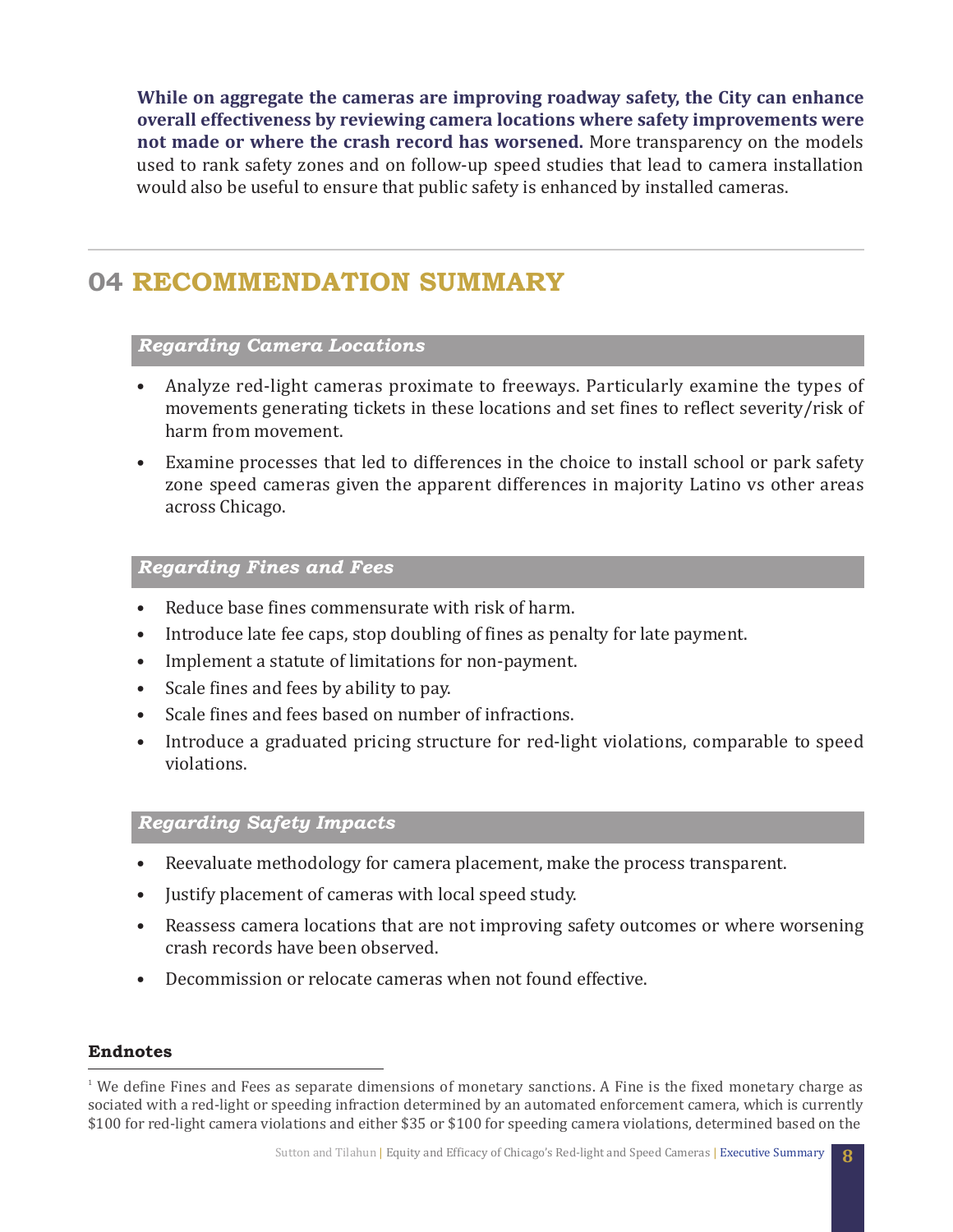**While on aggregate the cameras are improving roadway safety, the City can enhance overall effectiveness by reviewing camera locations where safety improvements were not made or where the crash record has worsened.** More transparency on the models used to rank safety zones and on follow-up speed studies that lead to camera installation would also be useful to ensure that public safety is enhanced by installed cameras.

## 04 RECOMMENDATION SUMMARY

### *Regarding Camera Locations*

- Analyze red-light cameras proximate to freeways. Particularly examine the types of movements generating tickets in these locations and set fines to reflect severity/risk of harm from movement.
- Examine processes that led to differences in the choice to install school or park safety zone speed cameras given the apparent differences in majority Latino vs other areas across Chicago.

### *Regarding Fines and Fees*

- Reduce base fines commensurate with risk of harm.
- Introduce late fee caps, stop doubling of fines as penalty for late payment.
- Implement a statute of limitations for non-payment.
- Scale fines and fees by ability to pay.
- Scale fines and fees based on number of infractions.
- Introduce a graduated pricing structure for red-light violations, comparable to speed violations.

### *Regarding Safety Impacts*

- Reevaluate methodology for camera placement, make the process transparent.
- Justify placement of cameras with local speed study.
- Reassess camera locations that are not improving safety outcomes or where worsening crash records have been observed.
- Decommission or relocate cameras when not found effective.

**Endnotes**

[1] We define Fines and Fees as separate dimensions of monetary sanctions. A Fine is the fixed monetary charge as sociated with a red-light or speeding infraction determined by an automated enforcement camera, which is currently $100 for red-light camera violations and either $35 or $100 for speeding camera violations, determined based on the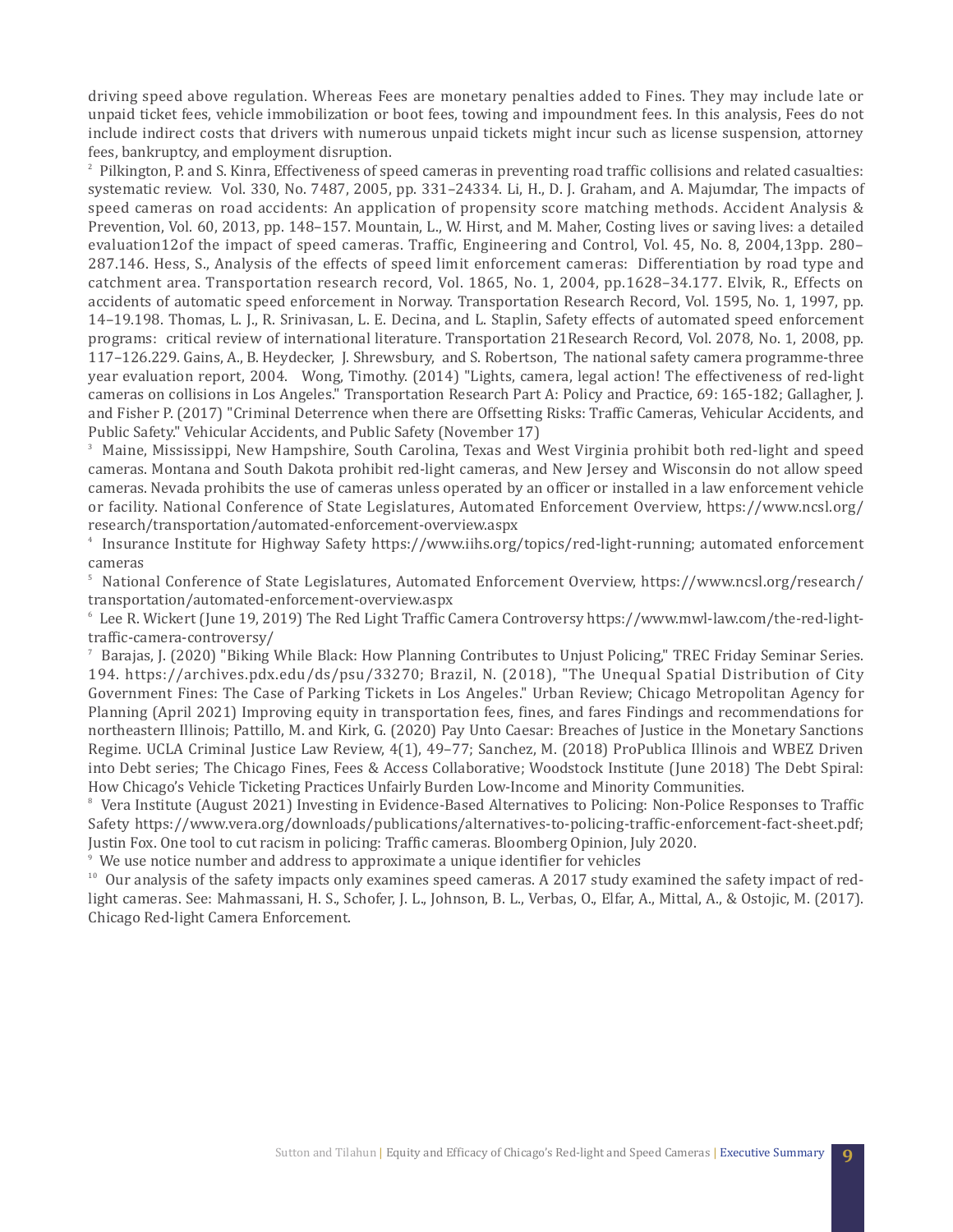driving speed above regulation. Whereas Fees are monetary penalties added to Fines. They may include late or unpaid ticket fees, vehicle immobilization or boot fees, towing and impoundment fees. In this analysis, Fees do not include indirect costs that drivers with numerous unpaid tickets might incur such as license suspension, attorney fees, bankruptcy, and employment disruption.

[2] Pilkington, P. and S. Kinra, Effectiveness of speed cameras in preventing road traffic collisions and related casualties: systematic review. Vol. 330, No. 7487, 2005, pp. 331–24334. Li, H., D. J. Graham, and A. Majumdar, The impacts of speed cameras on road accidents: An application of propensity score matching methods. Accident Analysis & Prevention, Vol. 60, 2013, pp. 148–157. Mountain, L., W. Hirst, and M. Maher, Costing lives or saving lives: a detailed evaluation12of the impact of speed cameras. Traffic, Engineering and Control, Vol. 45, No. 8, 2004,13pp. 280–287.146. Hess, S., Analysis of the effects of speed limit enforcement cameras: Differentiation by road type and catchment area. Transportation research record, Vol. 1865, No. 1, 2004, pp.1628–34.177. Elvik, R., Effects on accidents of automatic speed enforcement in Norway. Transportation Research Record, Vol. 1595, No. 1, 1997, pp. 14–19.198. Thomas, L. J., R. Srinivasan, L. E. Decina, and L. Staplin, Safety effects of automated speed enforcement programs: critical review of international literature. Transportation 21Research Record, Vol. 2078, No. 1, 2008, pp. 117–126.229. Gains, A., B. Heydecker, J. Shrewsbury, and S. Robertson, The national safety camera programme-three year evaluation report, 2004. Wong, Timothy. (2014) "Lights, camera, legal action! The effectiveness of red-light cameras on collisions in Los Angeles." Transportation Research Part A: Policy and Practice, 69: 165-182; Gallagher, J. and Fisher P. (2017) "Criminal Deterrence when there are Offsetting Risks: Traffic Cameras, Vehicular Accidents, and Public Safety." Vehicular Accidents, and Public Safety (November 17)

[3] Maine, Mississippi, New Hampshire, South Carolina, Texas and West Virginia prohibit both red-light and speed cameras. Montana and South Dakota prohibit red-light cameras, and New Jersey and Wisconsin do not allow speed cameras. Nevada prohibits the use of cameras unless operated by an officer or installed in a law enforcement vehicle or facility. National Conference of State Legislatures, Automated Enforcement Overview, https://www.ncsl.org/research/transportation/automated-enforcement-overview.aspx

[4] Insurance Institute for Highway Safety https://www.iihs.org/topics/red-light-running; automated enforcement cameras

[5] National Conference of State Legislatures, Automated Enforcement Overview, https://www.ncsl.org/research/transportation/automated-enforcement-overview.aspx

[6] Lee R. Wickert (June 19, 2019) The Red Light Traffic Camera Controversy https://www.mwl-law.com/the-red-light-traffic-camera-controversy/

[7] Barajas, J. (2020) "Biking While Black: How Planning Contributes to Unjust Policing," TREC Friday Seminar Series. 194. https://archives.pdx.edu/ds/psu/33270; Brazil, N. (2018), "The Unequal Spatial Distribution of City Government Fines: The Case of Parking Tickets in Los Angeles." Urban Review; Chicago Metropolitan Agency for Planning (April 2021) Improving equity in transportation fees, fines, and fares Findings and recommendations for northeastern Illinois; Pattillo, M. and Kirk, G. (2020) Pay Unto Caesar: Breaches of Justice in the Monetary Sanctions Regime. UCLA Criminal Justice Law Review, 4(1), 49–77; Sanchez, M. (2018) ProPublica Illinois and WBEZ Driven into Debt series; The Chicago Fines, Fees & Access Collaborative; Woodstock Institute (June 2018) The Debt Spiral: How Chicago's Vehicle Ticketing Practices Unfairly Burden Low-Income and Minority Communities.

[8] Vera Institute (August 2021) Investing in Evidence-Based Alternatives to Policing: Non-Police Responses to Traffic Safety https://www.vera.org/downloads/publications/alternatives-to-policing-traffic-enforcement-fact-sheet.pdf; Justin Fox. One tool to cut racism in policing: Traffic cameras. Bloomberg Opinion, July 2020.

[9] We use notice number and address to approximate a unique identifier for vehicles

[10] Our analysis of the safety impacts only examines speed cameras. A 2017 study examined the safety impact of red-light cameras. See: Mahmassani, H. S., Schofer, J. L., Johnson, B. L., Verbas, O., Elfar, A., Mittal, A., & Ostojic, M. (2017). Chicago Red-light Camera Enforcement.